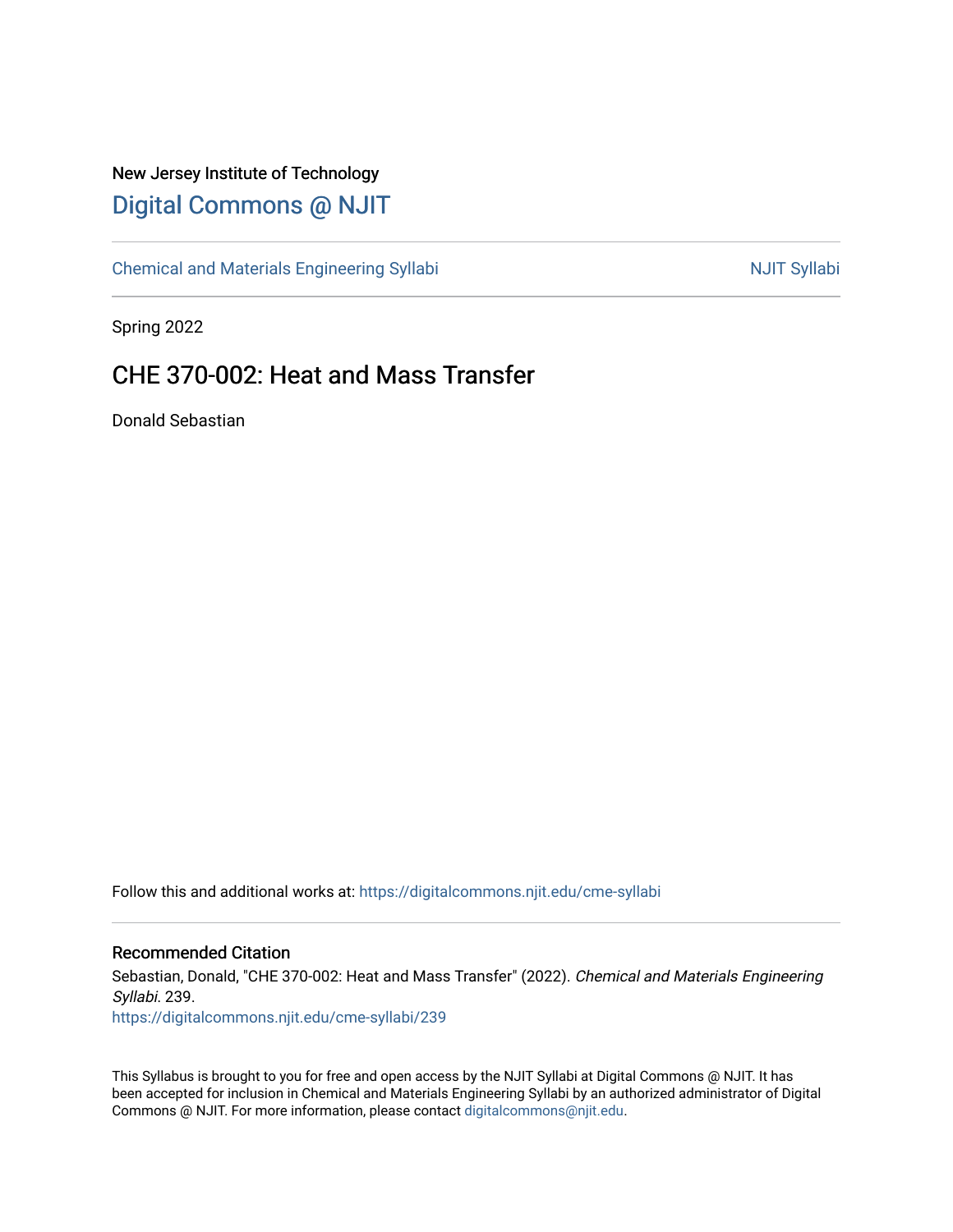New Jersey Institute of Technology

# Digital Commons @ NJIT

Chemical and Materials Engineering Syllabi | NJIT Syllabi

Spring 2022

## CHE 370-002: Heat and Mass Transfer

Donald Sebastian

Follow this and additional works at: https://digitalcommons.njit.edu/cme-syllabi

### Recommended Citation

Sebastian, Donald, "CHE 370-002: Heat and Mass Transfer" (2022). *Chemical and Materials Engineering Syllabi*. 239.
https://digitalcommons.njit.edu/cme-syllabi/239

This Syllabus is brought to you for free and open access by the NJIT Syllabi at Digital Commons @ NJIT. It has been accepted for inclusion in Chemical and Materials Engineering Syllabi by an authorized administrator of Digital Commons @ NJIT. For more information, please contact digitalcommons@njit.edu.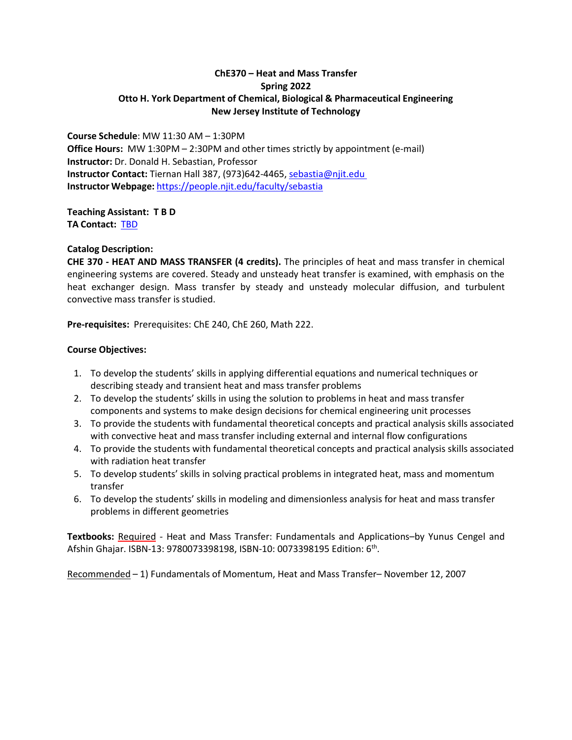# ChE370 – Heat and Mass Transfer
## Spring 2022
## Otto H. York Department of Chemical, Biological & Pharmaceutical Engineering
## New Jersey Institute of Technology

**Course Schedule**: MW 11:30 AM – 1:30PM
**Office Hours:** MW 1:30PM – 2:30PM and other times strictly by appointment (e-mail)
**Instructor:** Dr. Donald H. Sebastian, Professor
**Instructor Contact:** Tiernan Hall 387, (973)642-4465, sebastia@njit.edu
**Instructor Webpage:** https://people.njit.edu/faculty/sebastia

**Teaching Assistant: T B D**
**TA Contact:** TBD

**Catalog Description:**
**CHE 370 - HEAT AND MASS TRANSFER (4 credits).** The principles of heat and mass transfer in chemical engineering systems are covered. Steady and unsteady heat transfer is examined, with emphasis on the heat exchanger design. Mass transfer by steady and unsteady molecular diffusion, and turbulent convective mass transfer is studied.

**Pre-requisites:** Prerequisites: ChE 240, ChE 260, Math 222.

**Course Objectives:**

1. To develop the students' skills in applying differential equations and numerical techniques or describing steady and transient heat and mass transfer problems
2. To develop the students' skills in using the solution to problems in heat and mass transfer components and systems to make design decisions for chemical engineering unit processes
3. To provide the students with fundamental theoretical concepts and practical analysis skills associated with convective heat and mass transfer including external and internal flow configurations
4. To provide the students with fundamental theoretical concepts and practical analysis skills associated with radiation heat transfer
5. To develop students' skills in solving practical problems in integrated heat, mass and momentum transfer
6. To develop the students' skills in modeling and dimensionless analysis for heat and mass transfer problems in different geometries

**Textbooks:** Required - Heat and Mass Transfer: Fundamentals and Applications–by Yunus Cengel and Afshin Ghajar. ISBN-13: 9780073398198, ISBN-10: 0073398195 Edition: 6th.

Recommended – 1) Fundamentals of Momentum, Heat and Mass Transfer– November 12, 2007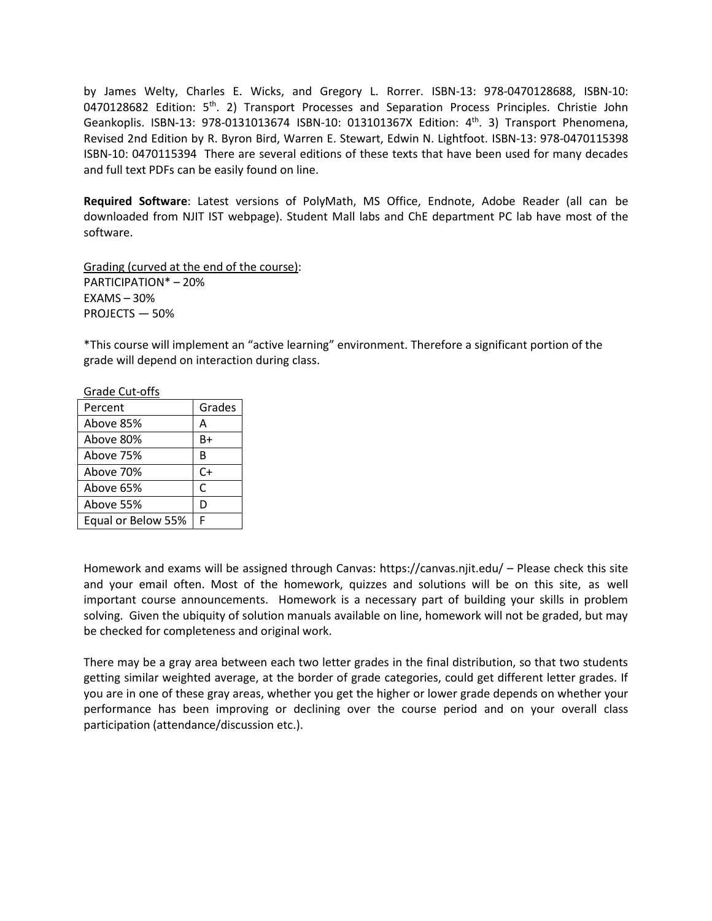by James Welty, Charles E. Wicks, and Gregory L. Rorrer. ISBN-13: 978-0470128688, ISBN-10: 0470128682 Edition: 5$^{th}$. 2) Transport Processes and Separation Process Principles. Christie John Geankoplis. ISBN-13: 978-0131013674 ISBN-10: 013101367X Edition: 4$^{th}$. 3) Transport Phenomena, Revised 2nd Edition by R. Byron Bird, Warren E. Stewart, Edwin N. Lightfoot. ISBN-13: 978-0470115398 ISBN-10: 0470115394 There are several editions of these texts that have been used for many decades and full text PDFs can be easily found on line.

**Required Software**: Latest versions of PolyMath, MS Office, Endnote, Adobe Reader (all can be downloaded from NJIT IST webpage). Student Mall labs and ChE department PC lab have most of the software.

Grading (curved at the end of the course):
PARTICIPATION* – 20%
EXAMS – 30%
PROJECTS — 50%

*This course will implement an "active learning" environment. Therefore a significant portion of the grade will depend on interaction during class.

Grade Cut-offs

| Percent | Grades |
|---|---|
| Above 85% | A |
| Above 80% | B+ |
| Above 75% | B |
| Above 70% | C+ |
| Above 65% | C |
| Above 55% | D |
| Equal or Below 55% | F |

Homework and exams will be assigned through Canvas: https://canvas.njit.edu/ – Please check this site and your email often. Most of the homework, quizzes and solutions will be on this site, as well important course announcements. Homework is a necessary part of building your skills in problem solving. Given the ubiquity of solution manuals available on line, homework will not be graded, but may be checked for completeness and original work.

There may be a gray area between each two letter grades in the final distribution, so that two students getting similar weighted average, at the border of grade categories, could get different letter grades. If you are in one of these gray areas, whether you get the higher or lower grade depends on whether your performance has been improving or declining over the course period and on your overall class participation (attendance/discussion etc.).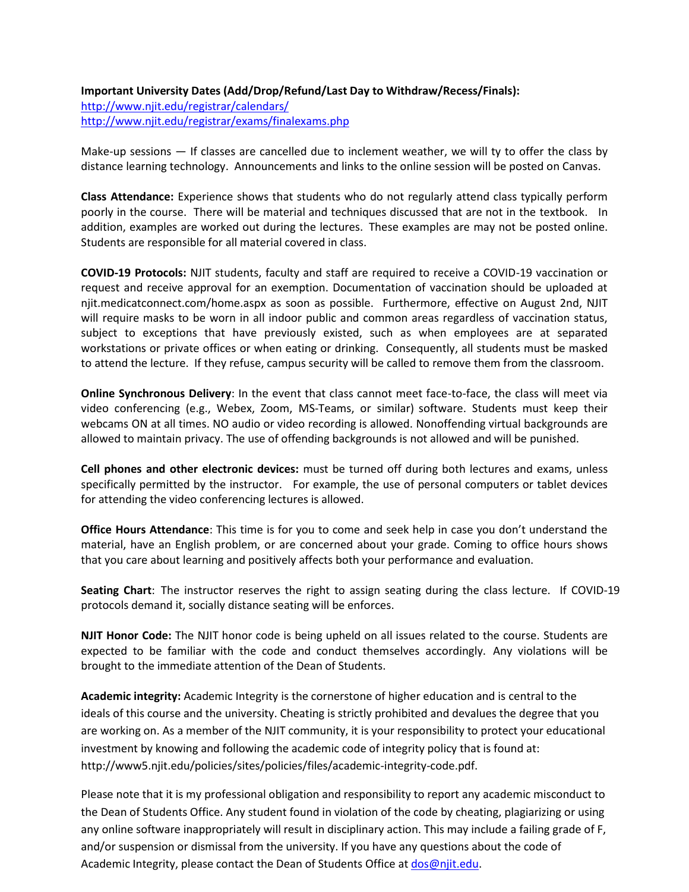**Important University Dates (Add/Drop/Refund/Last Day to Withdraw/Recess/Finals):**
http://www.njit.edu/registrar/calendars/
http://www.njit.edu/registrar/exams/finalexams.php

Make-up sessions — If classes are cancelled due to inclement weather, we will ty to offer the class by distance learning technology. Announcements and links to the online session will be posted on Canvas.

**Class Attendance:** Experience shows that students who do not regularly attend class typically perform poorly in the course. There will be material and techniques discussed that are not in the textbook. In addition, examples are worked out during the lectures. These examples are may not be posted online. Students are responsible for all material covered in class.

**COVID-19 Protocols:** NJIT students, faculty and staff are required to receive a COVID-19 vaccination or request and receive approval for an exemption. Documentation of vaccination should be uploaded at njit.medicatconnect.com/home.aspx as soon as possible. Furthermore, effective on August 2nd, NJIT will require masks to be worn in all indoor public and common areas regardless of vaccination status, subject to exceptions that have previously existed, such as when employees are at separated workstations or private offices or when eating or drinking. Consequently, all students must be masked to attend the lecture. If they refuse, campus security will be called to remove them from the classroom.

**Online Synchronous Delivery**: In the event that class cannot meet face-to-face, the class will meet via video conferencing (e.g., Webex, Zoom, MS-Teams, or similar) software. Students must keep their webcams ON at all times. NO audio or video recording is allowed. Nonoffending virtual backgrounds are allowed to maintain privacy. The use of offending backgrounds is not allowed and will be punished.

**Cell phones and other electronic devices:** must be turned off during both lectures and exams, unless specifically permitted by the instructor. For example, the use of personal computers or tablet devices for attending the video conferencing lectures is allowed.

**Office Hours Attendance**: This time is for you to come and seek help in case you don't understand the material, have an English problem, or are concerned about your grade. Coming to office hours shows that you care about learning and positively affects both your performance and evaluation.

**Seating Chart**: The instructor reserves the right to assign seating during the class lecture. If COVID-19 protocols demand it, socially distance seating will be enforces.

**NJIT Honor Code:** The NJIT honor code is being upheld on all issues related to the course. Students are expected to be familiar with the code and conduct themselves accordingly. Any violations will be brought to the immediate attention of the Dean of Students.

**Academic integrity:** Academic Integrity is the cornerstone of higher education and is central to the ideals of this course and the university. Cheating is strictly prohibited and devalues the degree that you are working on. As a member of the NJIT community, it is your responsibility to protect your educational investment by knowing and following the academic code of integrity policy that is found at: http://www5.njit.edu/policies/sites/policies/files/academic-integrity-code.pdf.

Please note that it is my professional obligation and responsibility to report any academic misconduct to the Dean of Students Office. Any student found in violation of the code by cheating, plagiarizing or using any online software inappropriately will result in disciplinary action. This may include a failing grade of F, and/or suspension or dismissal from the university. If you have any questions about the code of Academic Integrity, please contact the Dean of Students Office at dos@njit.edu.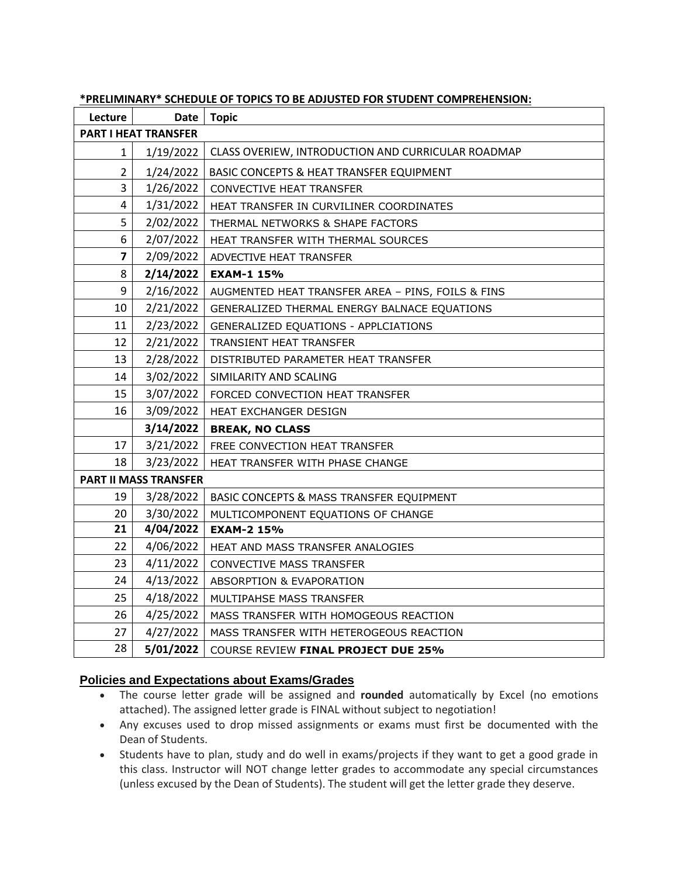**\*PRELIMINARY\* SCHEDULE OF TOPICS TO BE ADJUSTED FOR STUDENT COMPREHENSION:**

| Lecture | Date | Topic |
|---|---|---|
| **PART I HEAT TRANSFER** | | |
| 1 | 1/19/2022 | CLASS OVERIEW, INTRODUCTION AND CURRICULAR ROADMAP |
| 2 | 1/24/2022 | BASIC CONCEPTS & HEAT TRANSFER EQUIPMENT |
| 3 | 1/26/2022 | CONVECTIVE HEAT TRANSFER |
| 4 | 1/31/2022 | HEAT TRANSFER IN CURVILINER COORDINATES |
| 5 | 2/02/2022 | THERMAL NETWORKS & SHAPE FACTORS |
| 6 | 2/07/2022 | HEAT TRANSFER WITH THERMAL SOURCES |
| **7** | 2/09/2022 | ADVECTIVE HEAT TRANSFER |
| 8 | **2/14/2022** | **EXAM-1 15%** |
| 9 | 2/16/2022 | AUGMENTED HEAT TRANSFER AREA – PINS, FOILS & FINS |
| 10 | 2/21/2022 | GENERALIZED THERMAL ENERGY BALNACE EQUATIONS |
| 11 | 2/23/2022 | GENERALIZED EQUATIONS - APPLCIATIONS |
| 12 | 2/21/2022 | TRANSIENT HEAT TRANSFER |
| 13 | 2/28/2022 | DISTRIBUTED PARAMETER HEAT TRANSFER |
| 14 | 3/02/2022 | SIMILARITY AND SCALING |
| 15 | 3/07/2022 | FORCED CONVECTION HEAT TRANSFER |
| 16 | 3/09/2022 | HEAT EXCHANGER DESIGN |
| | **3/14/2022** | **BREAK, NO CLASS** |
| 17 | 3/21/2022 | FREE CONVECTION HEAT TRANSFER |
| 18 | 3/23/2022 | HEAT TRANSFER WITH PHASE CHANGE |
| **PART II MASS TRANSFER** | | |
| 19 | 3/28/2022 | BASIC CONCEPTS & MASS TRANSFER EQUIPMENT |
| 20 | 3/30/2022 | MULTICOMPONENT EQUATIONS OF CHANGE |
| **21** | **4/04/2022** | **EXAM-2 15%** |
| 22 | 4/06/2022 | HEAT AND MASS TRANSFER ANALOGIES |
| 23 | 4/11/2022 | CONVECTIVE MASS TRANSFER |
| 24 | 4/13/2022 | ABSORPTION & EVAPORATION |
| 25 | 4/18/2022 | MULTIPAHSE MASS TRANSFER |
| 26 | 4/25/2022 | MASS TRANSFER WITH HOMOGEOUS REACTION |
| 27 | 4/27/2022 | MASS TRANSFER WITH HETEROGEOUS REACTION |
| 28 | **5/01/2022** | COURSE REVIEW **FINAL PROJECT DUE 25%** |

## Policies and Expectations about Exams/Grades

- The course letter grade will be assigned and **rounded** automatically by Excel (no emotions attached). The assigned letter grade is FINAL without subject to negotiation!
- Any excuses used to drop missed assignments or exams must first be documented with the Dean of Students.
- Students have to plan, study and do well in exams/projects if they want to get a good grade in this class. Instructor will NOT change letter grades to accommodate any special circumstances (unless excused by the Dean of Students). The student will get the letter grade they deserve.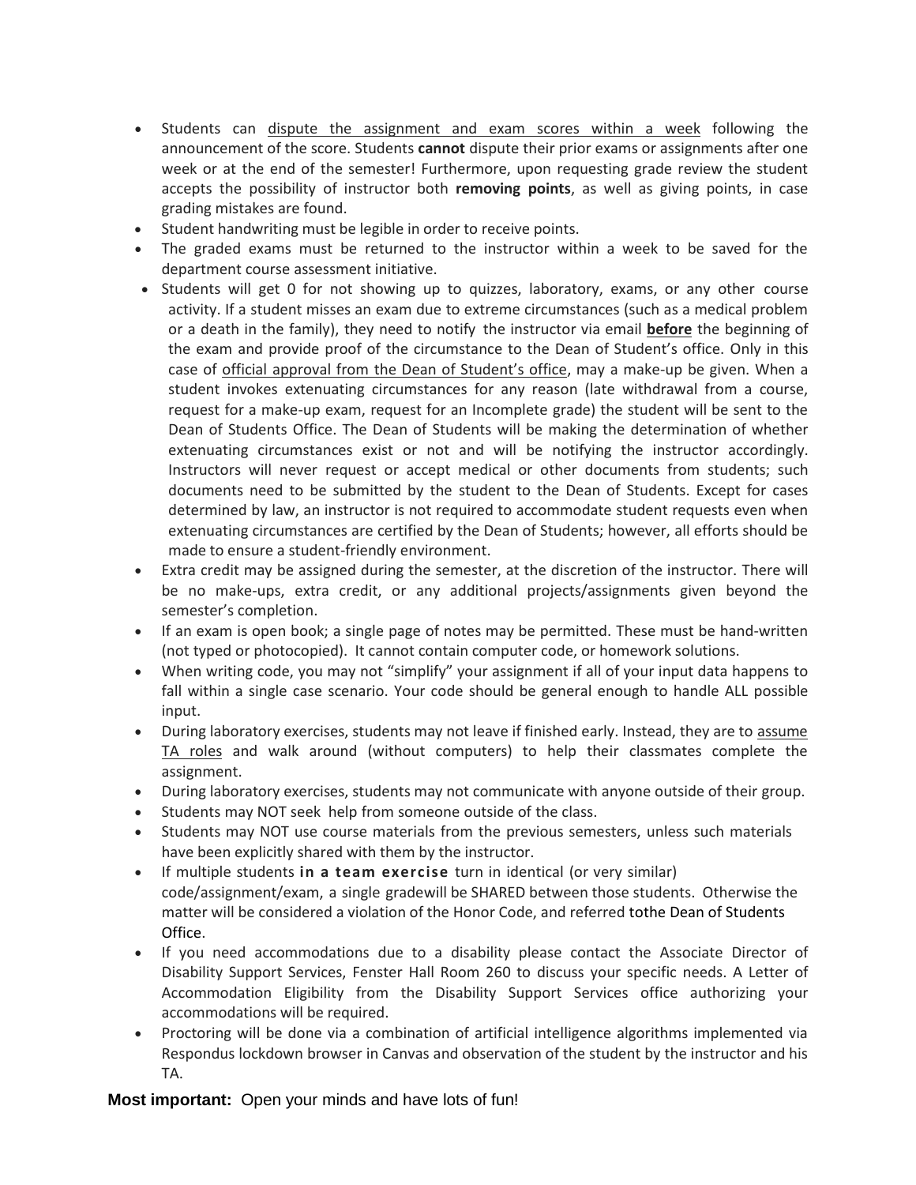- Students can dispute the assignment and exam scores within a week following the announcement of the score. Students **cannot** dispute their prior exams or assignments after one week or at the end of the semester! Furthermore, upon requesting grade review the student accepts the possibility of instructor both **removing points**, as well as giving points, in case grading mistakes are found.
- Student handwriting must be legible in order to receive points.
- The graded exams must be returned to the instructor within a week to be saved for the department course assessment initiative.
- Students will get 0 for not showing up to quizzes, laboratory, exams, or any other course activity. If a student misses an exam due to extreme circumstances (such as a medical problem or a death in the family), they need to notify the instructor via email **before** the beginning of the exam and provide proof of the circumstance to the Dean of Student's office. Only in this case of official approval from the Dean of Student's office, may a make-up be given. When a student invokes extenuating circumstances for any reason (late withdrawal from a course, request for a make-up exam, request for an Incomplete grade) the student will be sent to the Dean of Students Office. The Dean of Students will be making the determination of whether extenuating circumstances exist or not and will be notifying the instructor accordingly. Instructors will never request or accept medical or other documents from students; such documents need to be submitted by the student to the Dean of Students. Except for cases determined by law, an instructor is not required to accommodate student requests even when extenuating circumstances are certified by the Dean of Students; however, all efforts should be made to ensure a student-friendly environment.
- Extra credit may be assigned during the semester, at the discretion of the instructor. There will be no make-ups, extra credit, or any additional projects/assignments given beyond the semester's completion.
- If an exam is open book; a single page of notes may be permitted. These must be hand-written (not typed or photocopied). It cannot contain computer code, or homework solutions.
- When writing code, you may not "simplify" your assignment if all of your input data happens to fall within a single case scenario. Your code should be general enough to handle ALL possible input.
- During laboratory exercises, students may not leave if finished early. Instead, they are to assume TA roles and walk around (without computers) to help their classmates complete the assignment.
- During laboratory exercises, students may not communicate with anyone outside of their group.
- Students may NOT seek help from someone outside of the class.
- Students may NOT use course materials from the previous semesters, unless such materials have been explicitly shared with them by the instructor.
- If multiple students **in a team exercise** turn in identical (or very similar) code/assignment/exam, a single gradewill be SHARED between those students. Otherwise the matter will be considered a violation of the Honor Code, and referred tothe Dean of Students Office.
- If you need accommodations due to a disability please contact the Associate Director of Disability Support Services, Fenster Hall Room 260 to discuss your specific needs. A Letter of Accommodation Eligibility from the Disability Support Services office authorizing your accommodations will be required.
- Proctoring will be done via a combination of artificial intelligence algorithms implemented via Respondus lockdown browser in Canvas and observation of the student by the instructor and his TA.

**Most important:** Open your minds and have lots of fun!